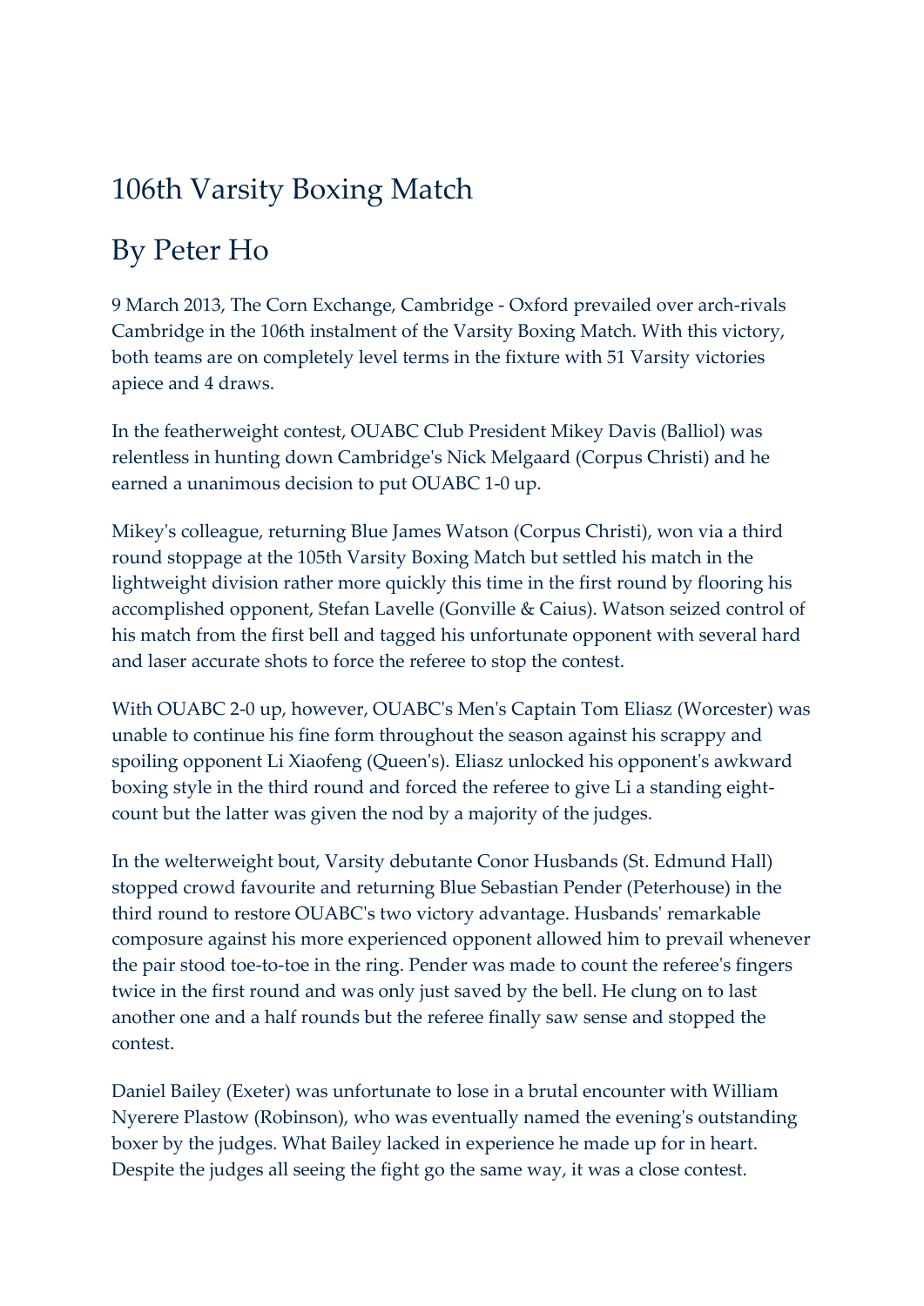# 106th Varsity Boxing Match

## By Peter Ho

9 March 2013, The Corn Exchange, Cambridge - Oxford prevailed over arch-rivals Cambridge in the 106th instalment of the Varsity Boxing Match. With this victory, both teams are on completely level terms in the fixture with 51 Varsity victories apiece and 4 draws.

In the featherweight contest, OUABC Club President Mikey Davis (Balliol) was relentless in hunting down Cambridge's Nick Melgaard (Corpus Christi) and he earned a unanimous decision to put OUABC 1-0 up.

Mikey's colleague, returning Blue James Watson (Corpus Christi), won via a third round stoppage at the 105th Varsity Boxing Match but settled his match in the lightweight division rather more quickly this time in the first round by flooring his accomplished opponent, Stefan Lavelle (Gonville & Caius). Watson seized control of his match from the first bell and tagged his unfortunate opponent with several hard and laser accurate shots to force the referee to stop the contest.

With OUABC 2-0 up, however, OUABC's Men's Captain Tom Eliasz (Worcester) was unable to continue his fine form throughout the season against his scrappy and spoiling opponent Li Xiaofeng (Queen's). Eliasz unlocked his opponent's awkward boxing style in the third round and forced the referee to give Li a standing eight-count but the latter was given the nod by a majority of the judges.

In the welterweight bout, Varsity debutante Conor Husbands (St. Edmund Hall) stopped crowd favourite and returning Blue Sebastian Pender (Peterhouse) in the third round to restore OUABC's two victory advantage. Husbands' remarkable composure against his more experienced opponent allowed him to prevail whenever the pair stood toe-to-toe in the ring. Pender was made to count the referee's fingers twice in the first round and was only just saved by the bell. He clung on to last another one and a half rounds but the referee finally saw sense and stopped the contest.

Daniel Bailey (Exeter) was unfortunate to lose in a brutal encounter with William Nyerere Plastow (Robinson), who was eventually named the evening's outstanding boxer by the judges. What Bailey lacked in experience he made up for in heart. Despite the judges all seeing the fight go the same way, it was a close contest.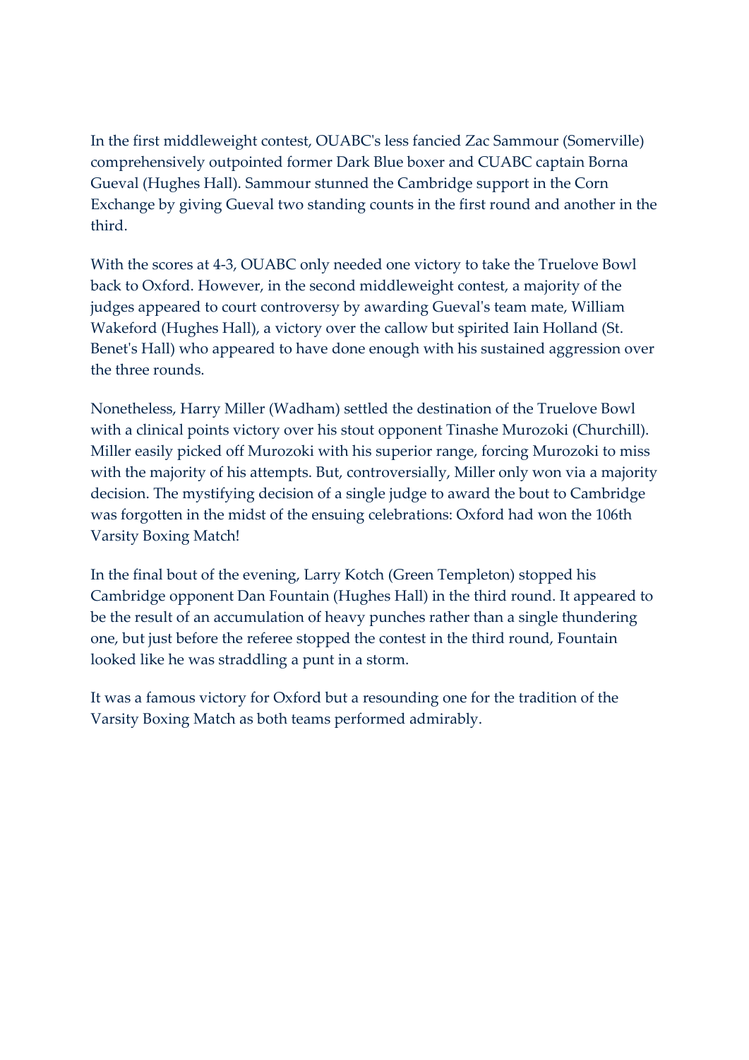In the first middleweight contest, OUABC's less fancied Zac Sammour (Somerville) comprehensively outpointed former Dark Blue boxer and CUABC captain Borna Gueval (Hughes Hall). Sammour stunned the Cambridge support in the Corn Exchange by giving Gueval two standing counts in the first round and another in the third.

With the scores at 4-3, OUABC only needed one victory to take the Truelove Bowl back to Oxford. However, in the second middleweight contest, a majority of the judges appeared to court controversy by awarding Gueval's team mate, William Wakeford (Hughes Hall), a victory over the callow but spirited Iain Holland (St. Benet's Hall) who appeared to have done enough with his sustained aggression over the three rounds.

Nonetheless, Harry Miller (Wadham) settled the destination of the Truelove Bowl with a clinical points victory over his stout opponent Tinashe Murozoki (Churchill). Miller easily picked off Murozoki with his superior range, forcing Murozoki to miss with the majority of his attempts. But, controversially, Miller only won via a majority decision. The mystifying decision of a single judge to award the bout to Cambridge was forgotten in the midst of the ensuing celebrations: Oxford had won the 106th Varsity Boxing Match!

In the final bout of the evening, Larry Kotch (Green Templeton) stopped his Cambridge opponent Dan Fountain (Hughes Hall) in the third round. It appeared to be the result of an accumulation of heavy punches rather than a single thundering one, but just before the referee stopped the contest in the third round, Fountain looked like he was straddling a punt in a storm.

It was a famous victory for Oxford but a resounding one for the tradition of the Varsity Boxing Match as both teams performed admirably.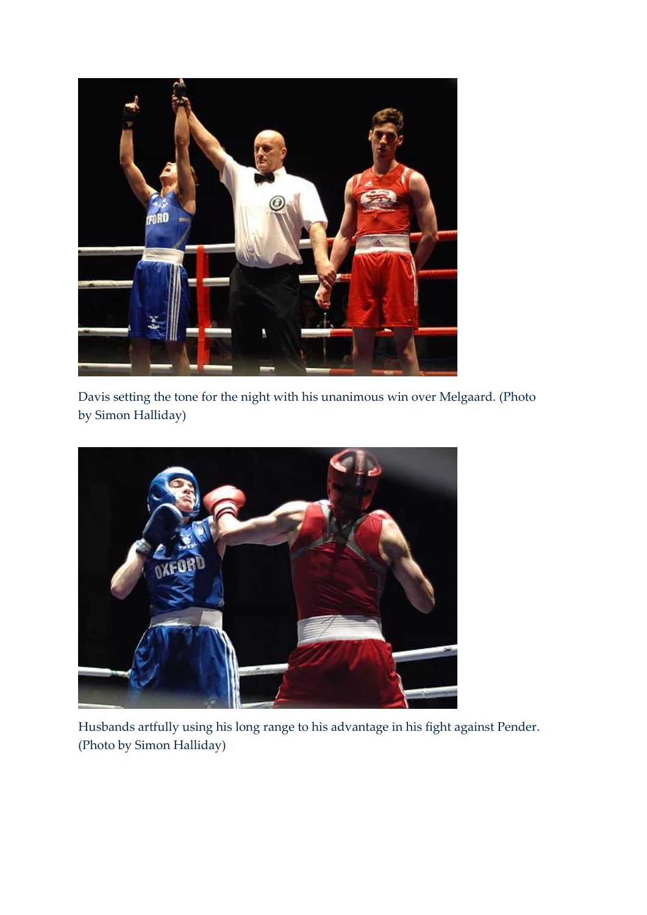Davis setting the tone for the night with his unanimous win over Melgaard. (Photo by Simon Halliday)

Husbands artfully using his long range to his advantage in his fight against Pender. (Photo by Simon Halliday)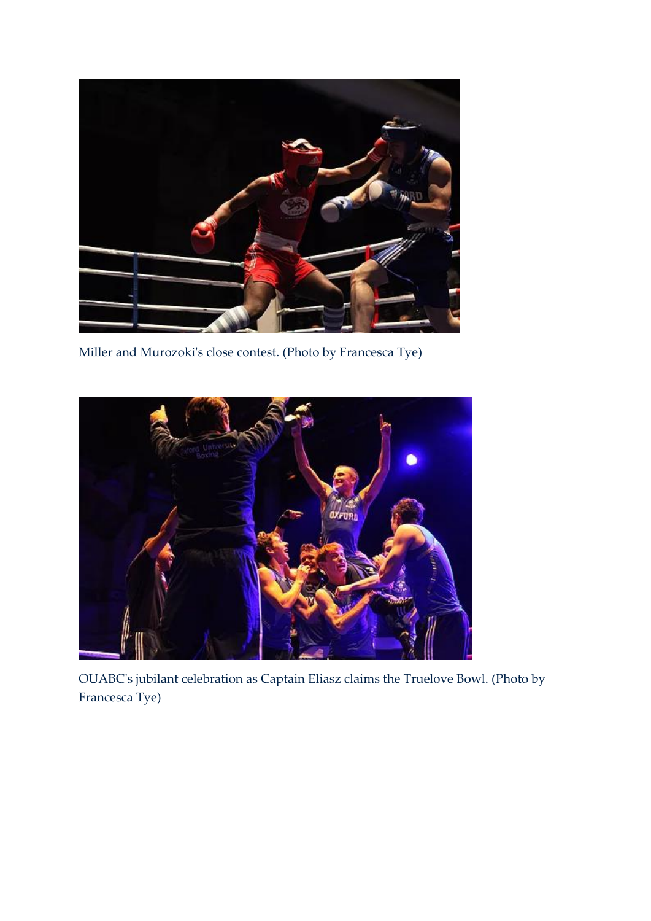Miller and Murozoki's close contest. (Photo by Francesca Tye)

OUABC's jubilant celebration as Captain Eliasz claims the Truelove Bowl. (Photo by Francesca Tye)